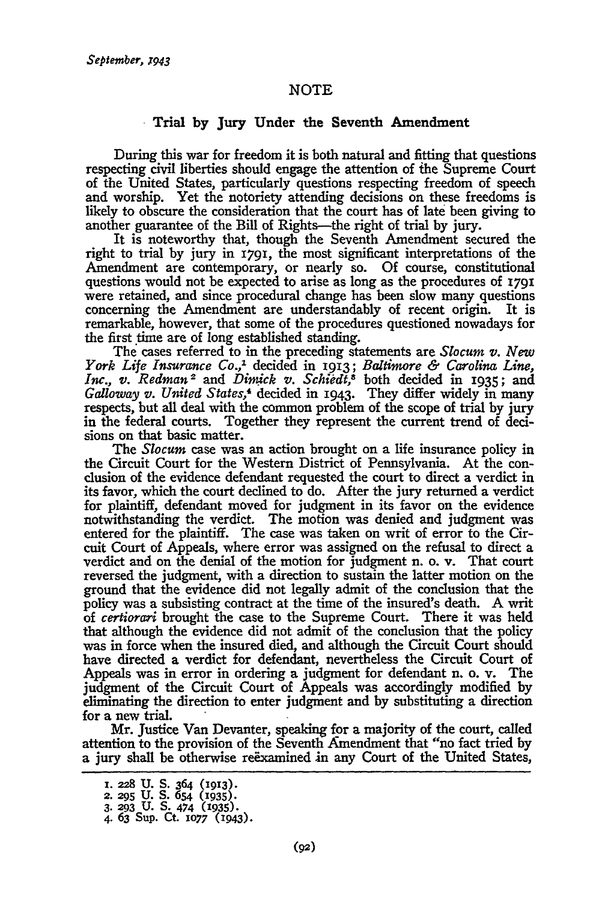# NOTE

## Trial by Jury Under the Seventh Amendment

During this war for freedom it is both natural and fitting that questions respecting civil liberties should engage the attention of the Supreme Court of the United States, particularly questions respecting freedom of speech and worship. Yet the notoriety attending decisions on these freedoms is likely to obscure the consideration that the court has of late been giving to another guarantee of the Bill of Rights—the right of trial by jury.

It is noteworthy that, though the Seventh Amendment secured the right to trial by jury in 1791, the most significant interpretations of the Amendment are contemporary, or nearly so. Of course, constitutional questions would not be expected to arise as long as the procedures of 1791 were retained, and since procedural change has been slow many questions concerning the Amendment are understandably of recent origin. It is remarkable, however, that some of the procedures questioned nowadays for the first time are of long established standing.

The cases referred to in the preceding statements are *Slocum v. New York Life Insurance Co.*,[1] decided in 1913; *Baltimore & Carolina Line, Inc., v. Redman*[2] and *Dimick v. Schiedt*,[3] both decided in 1935; and *Galloway v. United States*,[4] decided in 1943. They differ widely in many respects, but all deal with the common problem of the scope of trial by jury in the federal courts. Together they represent the current trend of decisions on that basic matter.

The *Slocum* case was an action brought on a life insurance policy in the Circuit Court for the Western District of Pennsylvania. At the conclusion of the evidence defendant requested the court to direct a verdict in its favor, which the court declined to do. After the jury returned a verdict for plaintiff, defendant moved for judgment in its favor on the evidence notwithstanding the verdict. The motion was denied and judgment was entered for the plaintiff. The case was taken on writ of error to the Circuit Court of Appeals, where error was assigned on the refusal to direct a verdict and on the denial of the motion for judgment n. o. v. That court reversed the judgment, with a direction to sustain the latter motion on the ground that the evidence did not legally admit of the conclusion that the policy was a subsisting contract at the time of the insured's death. A writ of *certiorari* brought the case to the Supreme Court. There it was held that although the evidence did not admit of the conclusion that the policy was in force when the insured died, and although the Circuit Court should have directed a verdict for defendant, nevertheless the Circuit Court of Appeals was in error in ordering a judgment for defendant n. o. v. The judgment of the Circuit Court of Appeals was accordingly modified by eliminating the direction to enter judgment and by substituting a direction for a new trial.

Mr. Justice Van Devanter, speaking for a majority of the court, called attention to the provision of the Seventh Amendment that "no fact tried by a jury shall be otherwise reëxamined in any Court of the United States,

---

1. 228 U. S. 364 (1913).
2. 295 U. S. 654 (1935).
3. 293 U. S. 474 (1935).
4. 63 Sup. Ct. 1077 (1943).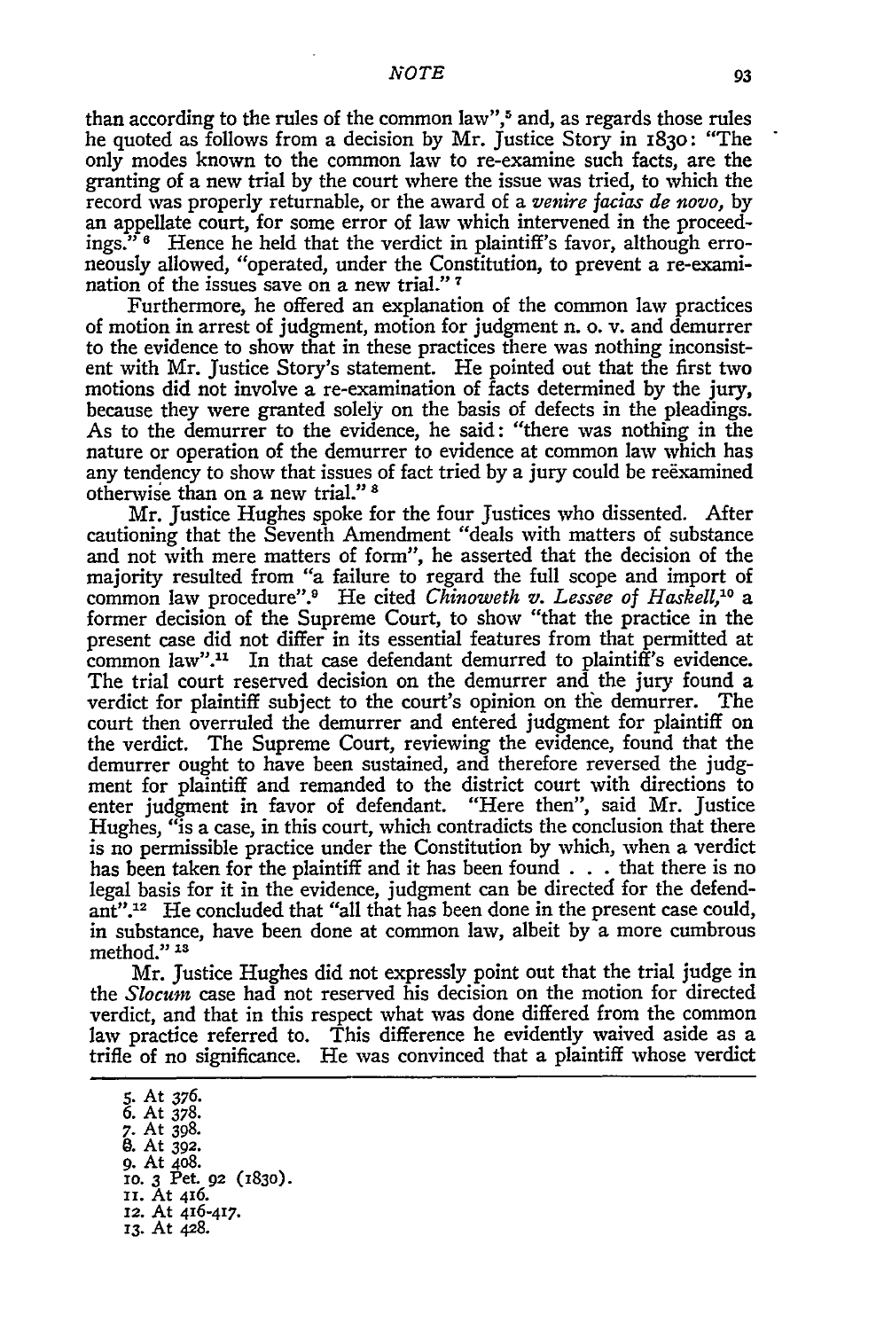than according to the rules of the common law",[5] and, as regards those rules he quoted as follows from a decision by Mr. Justice Story in 1830: "The only modes known to the common law to re-examine such facts, are the granting of a new trial by the court where the issue was tried, to which the record was properly returnable, or the award of a *venire facias de novo*, by an appellate court, for some error of law which intervened in the proceedings."[6] Hence he held that the verdict in plaintiff's favor, although erroneously allowed, "operated, under the Constitution, to prevent a re-examination of the issues save on a new trial."[7]

Furthermore, he offered an explanation of the common law practices of motion in arrest of judgment, motion for judgment n. o. v. and demurrer to the evidence to show that in these practices there was nothing inconsistent with Mr. Justice Story's statement. He pointed out that the first two motions did not involve a re-examination of facts determined by the jury, because they were granted solely on the basis of defects in the pleadings. As to the demurrer to the evidence, he said: "there was nothing in the nature or operation of the demurrer to evidence at common law which has any tendency to show that issues of fact tried by a jury could be reëxamined otherwise than on a new trial."[8]

Mr. Justice Hughes spoke for the four Justices who dissented. After cautioning that the Seventh Amendment "deals with matters of substance and not with mere matters of form", he asserted that the decision of the majority resulted from "a failure to regard the full scope and import of common law procedure".[9] He cited *Chinoweth v. Lessee of Haskell*,[10] a former decision of the Supreme Court, to show "that the practice in the present case did not differ in its essential features from that permitted at common law".[11] In that case defendant demurred to plaintiff's evidence. The trial court reserved decision on the demurrer and the jury found a verdict for plaintiff subject to the court's opinion on the demurrer. The court then overruled the demurrer and entered judgment for plaintiff on the verdict. The Supreme Court, reviewing the evidence, found that the demurrer ought to have been sustained, and therefore reversed the judgment for plaintiff and remanded to the district court with directions to enter judgment in favor of defendant. "Here then", said Mr. Justice Hughes, "is a case, in this court, which contradicts the conclusion that there is no permissible practice under the Constitution by which, when a verdict has been taken for the plaintiff and it has been found . . . that there is no legal basis for it in the evidence, judgment can be directed for the defendant".[12] He concluded that "all that has been done in the present case could, in substance, have been done at common law, albeit by a more cumbrous method."[13]

Mr. Justice Hughes did not expressly point out that the trial judge in the *Slocum* case had not reserved his decision on the motion for directed verdict, and that in this respect what was done differed from the common law practice referred to. This difference he evidently waived aside as a trifle of no significance. He was convinced that a plaintiff whose verdict

5. At 376.
6. At 378.
7. At 398.
8. At 392.
9. At 408.
10. 3 Pet. 92 (1830).
11. At 416.
12. At 416-417.
13. At 428.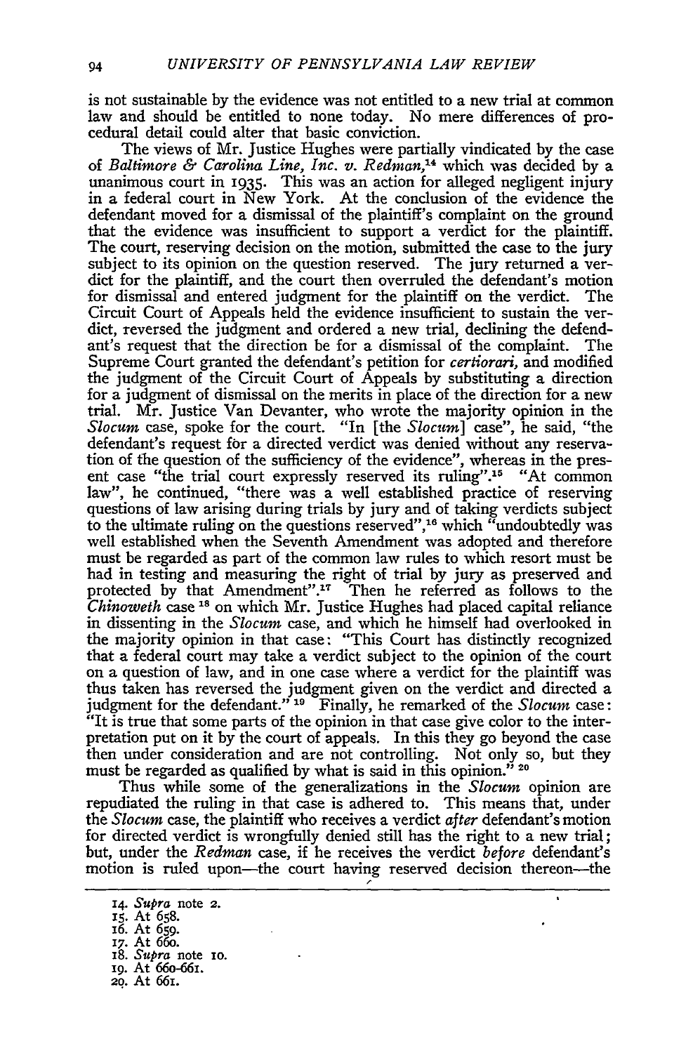is not sustainable by the evidence was not entitled to a new trial at common law and should be entitled to none today. No mere differences of procedural detail could alter that basic conviction.

The views of Mr. Justice Hughes were partially vindicated by the case of *Baltimore & Carolina Line, Inc. v. Redman*,[14] which was decided by a unanimous court in 1935. This was an action for alleged negligent injury in a federal court in New York. At the conclusion of the evidence the defendant moved for a dismissal of the plaintiff's complaint on the ground that the evidence was insufficient to support a verdict for the plaintiff. The court, reserving decision on the motion, submitted the case to the jury subject to its opinion on the question reserved. The jury returned a verdict for the plaintiff, and the court then overruled the defendant's motion for dismissal and entered judgment for the plaintiff on the verdict. The Circuit Court of Appeals held the evidence insufficient to sustain the verdict, reversed the judgment and ordered a new trial, declining the defendant's request that the direction be for a dismissal of the complaint. The Supreme Court granted the defendant's petition for *certiorari*, and modified the judgment of the Circuit Court of Appeals by substituting a direction for a judgment of dismissal on the merits in place of the direction for a new trial. Mr. Justice Van Devanter, who wrote the majority opinion in the *Slocum* case, spoke for the court. "In [the *Slocum*] case", he said, "the defendant's request for a directed verdict was denied without any reservation of the question of the sufficiency of the evidence", whereas in the present case "the trial court expressly reserved its ruling".[15] "At common law", he continued, "there was a well established practice of reserving questions of law arising during trials by jury and of taking verdicts subject to the ultimate ruling on the questions reserved",[16] which "undoubtedly was well established when the Seventh Amendment was adopted and therefore must be regarded as part of the common law rules to which resort must be had in testing and measuring the right of trial by jury as preserved and protected by that Amendment".[17] Then he referred as follows to the *Chinoweth* case [18] on which Mr. Justice Hughes had placed capital reliance in dissenting in the *Slocum* case, and which he himself had overlooked in the majority opinion in that case: "This Court has distinctly recognized that a federal court may take a verdict subject to the opinion of the court on a question of law, and in one case where a verdict for the plaintiff was thus taken has reversed the judgment given on the verdict and directed a judgment for the defendant." [19] Finally, he remarked of the *Slocum* case: "It is true that some parts of the opinion in that case give color to the interpretation put on it by the court of appeals. In this they go beyond the case then under consideration and are not controlling. Not only so, but they must be regarded as qualified by what is said in this opinion." [20]

Thus while some of the generalizations in the *Slocum* opinion are repudiated the ruling in that case is adhered to. This means that, under the *Slocum* case, the plaintiff who receives a verdict *after* defendant's motion for directed verdict is wrongfully denied still has the right to a new trial; but, under the *Redman* case, if he receives the verdict *before* defendant's motion is ruled upon—the court having reserved decision thereon—the

14. *Supra* note 2.
15. At 658.
16. At 659.
17. At 660.
18. *Supra* note 10.
19. At 660-661.
20. At 661.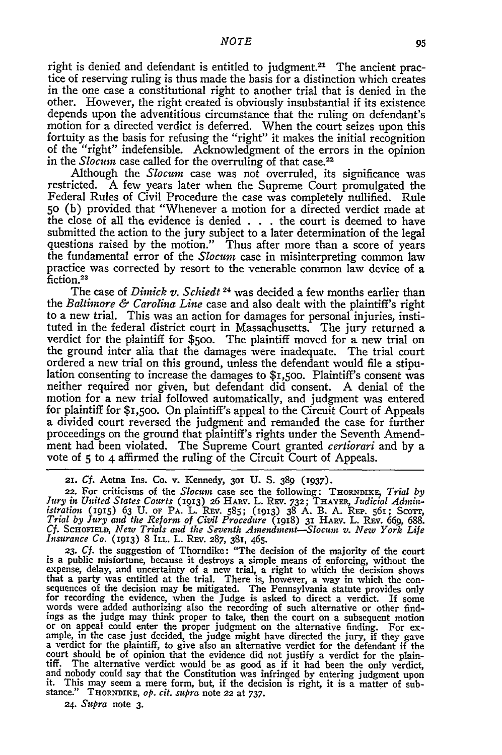right is denied and defendant is entitled to judgment.[21] The ancient practice of reserving ruling is thus made the basis for a distinction which creates in the one case a constitutional right to another trial that is denied in the other. However, the right created is obviously insubstantial if its existence depends upon the adventitious circumstance that the ruling on defendant's motion for a directed verdict is deferred. When the court seizes upon this fortuity as the basis for refusing the "right" it makes the initial recognition of the "right" indefensible. Acknowledgment of the errors in the opinion in the *Slocum* case called for the overruling of that case.[22]

Although the *Slocum* case was not overruled, its significance was restricted. A few years later when the Supreme Court promulgated the Federal Rules of Civil Procedure the case was completely nullified. Rule 50 (b) provided that "Whenever a motion for a directed verdict made at the close of all the evidence is denied . . . the court is deemed to have submitted the action to the jury subject to a later determination of the legal questions raised by the motion." Thus after more than a score of years the fundamental error of the *Slocum* case in misinterpreting common law practice was corrected by resort to the venerable common law device of a fiction.[23]

The case of *Dimick v. Schiedt*[24] was decided a few months earlier than the *Baltimore & Carolina Line* case and also dealt with the plaintiff's right to a new trial. This was an action for damages for personal injuries, instituted in the federal district court in Massachusetts. The jury returned a verdict for the plaintiff for $500. The plaintiff moved for a new trial on the ground inter alia that the damages were inadequate. The trial court ordered a new trial on this ground, unless the defendant would file a stipulation consenting to increase the damages to $1,500. Plaintiff's consent was neither required nor given, but defendant did consent. A denial of the motion for a new trial followed automatically, and judgment was entered for plaintiff for $1,500. On plaintiff's appeal to the Circuit Court of Appeals a divided court reversed the judgment and remanded the case for further proceedings on the ground that plaintiff's rights under the Seventh Amendment had been violated. The Supreme Court granted *certiorari* and by a vote of 5 to 4 affirmed the ruling of the Circuit Court of Appeals.

---

21. *Cf.* Aetna Ins. Co. v. Kennedy, 301 U. S. 389 (1937).

22. For criticisms of the *Slocum* case see the following: THORNDIKE, *Trial by Jury in United States Courts* (1913) 26 HARV. L. REV. 732; THAYER, *Judicial Administration* (1915) 63 U. OF PA. L. REV. 585; (1913) 38 A. B. A. REP. 561; SCOTT, *Trial by Jury and the Reform of Civil Procedure* (1918) 31 HARV. L. REV. 669, 688. *Cf.* SCHOFIELD, *New Trials and the Seventh Amendment—Slocum v. New York Life Insurance Co.* (1913) 8 ILL. L. REV. 287, 381, 465.

23. *Cf.* the suggestion of Thorndike: "The decision of the majority of the court is a public misfortune, because it destroys a simple means of enforcing, without the expense, delay, and uncertainty of a new trial, a right to which the decision shows that a party was entitled at the trial. There is, however, a way in which the consequences of the decision may be mitigated. The Pennsylvania statute provides only for recording the evidence, when the Judge is asked to direct a verdict. If some words were added authorizing also the recording of such alternative or other findings as the judge may think proper to take, then the court on a subsequent motion or on appeal could enter the proper judgment on the alternative finding. For example, in the case just decided, the judge might have directed the jury, if they gave a verdict for the plaintiff, to give also an alternative verdict for the defendant if the court should be of opinion that the evidence did not justify a verdict for the plaintiff. The alternative verdict would be as good as if it had been the only verdict, and nobody could say that the Constitution was infringed by entering judgment upon it. This may seem a mere form, but, if the decision is right, it is a matter of substance." THORNDIKE, *op. cit. supra* note 22 at 737.

24. *Supra* note 3.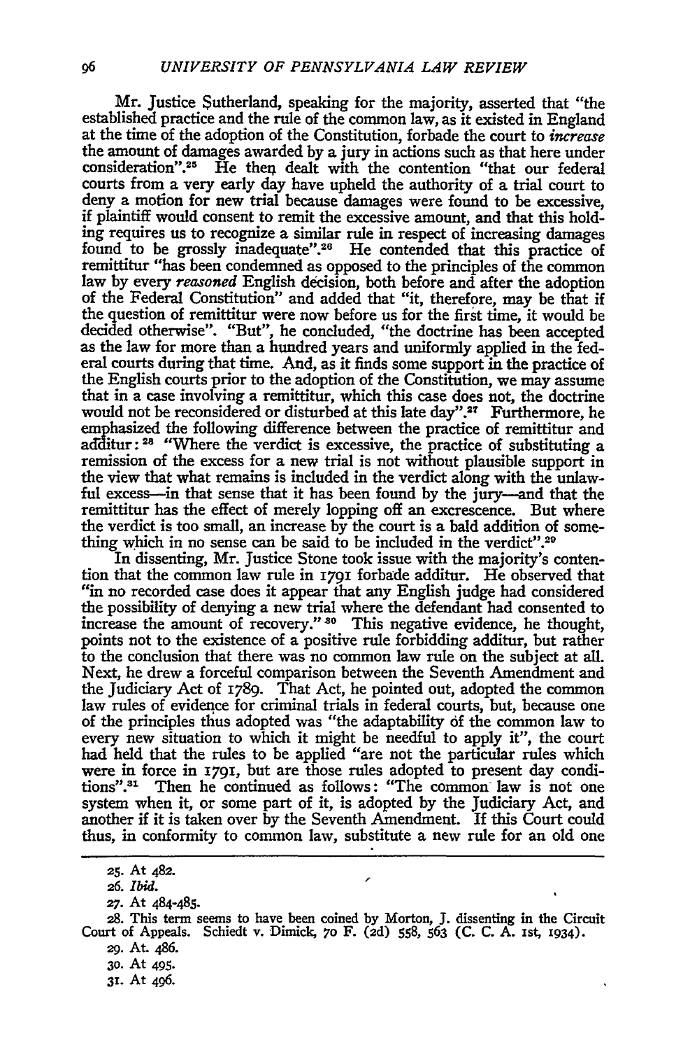Mr. Justice Sutherland, speaking for the majority, asserted that "the established practice and the rule of the common law, as it existed in England at the time of the adoption of the Constitution, forbade the court to *increase* the amount of damages awarded by a jury in actions such as that here under consideration".[25] He then dealt with the contention "that our federal courts from a very early day have upheld the authority of a trial court to deny a motion for new trial because damages were found to be excessive, if plaintiff would consent to remit the excessive amount, and that this holding requires us to recognize a similar rule in respect of increasing damages found to be grossly inadequate".[26] He contended that this practice of remittitur "has been condemned as opposed to the principles of the common law by every *reasoned* English decision, both before and after the adoption of the Federal Constitution" and added that "it, therefore, may be that if the question of remittitur were now before us for the first time, it would be decided otherwise". "But", he concluded, "the doctrine has been accepted as the law for more than a hundred years and uniformly applied in the federal courts during that time. And, as it finds some support in the practice of the English courts prior to the adoption of the Constitution, we may assume that in a case involving a remittitur, which this case does not, the doctrine would not be reconsidered or disturbed at this late day".[27] Furthermore, he emphasized the following difference between the practice of remittitur and additur:[28] "Where the verdict is excessive, the practice of substituting a remission of the excess for a new trial is not without plausible support in the view that what remains is included in the verdict along with the unlawful excess—in that sense that it has been found by the jury—and that the remittitur has the effect of merely lopping off an excrescence. But where the verdict is too small, an increase by the court is a bald addition of something which in no sense can be said to be included in the verdict".[29]

In dissenting, Mr. Justice Stone took issue with the majority's contention that the common law rule in 1791 forbade additur. He observed that "in no recorded case does it appear that any English judge had considered the possibility of denying a new trial where the defendant had consented to increase the amount of recovery."[30] This negative evidence, he thought, points not to the existence of a positive rule forbidding additur, but rather to the conclusion that there was no common law rule on the subject at all. Next, he drew a forceful comparison between the Seventh Amendment and the Judiciary Act of 1789. That Act, he pointed out, adopted the common law rules of evidence for criminal trials in federal courts, but, because one of the principles thus adopted was "the adaptability of the common law to every new situation to which it might be needful to apply it", the court had held that the rules to be applied "are not the particular rules which were in force in 1791, but are those rules adopted to present day conditions".[31] Then he continued as follows: "The common law is not one system when it, or some part of it, is adopted by the Judiciary Act, and another if it is taken over by the Seventh Amendment. If this Court could thus, in conformity to common law, substitute a new rule for an old one

---

25. At 482.

26. *Ibid.*

27. At 484-485.

28. This term seems to have been coined by Morton, J. dissenting in the Circuit Court of Appeals. Schiedt v. Dimick, 70 F. (2d) 558, 563 (C. C. A. 1st, 1934).

29. At 486.

30. At 495.

31. At 496.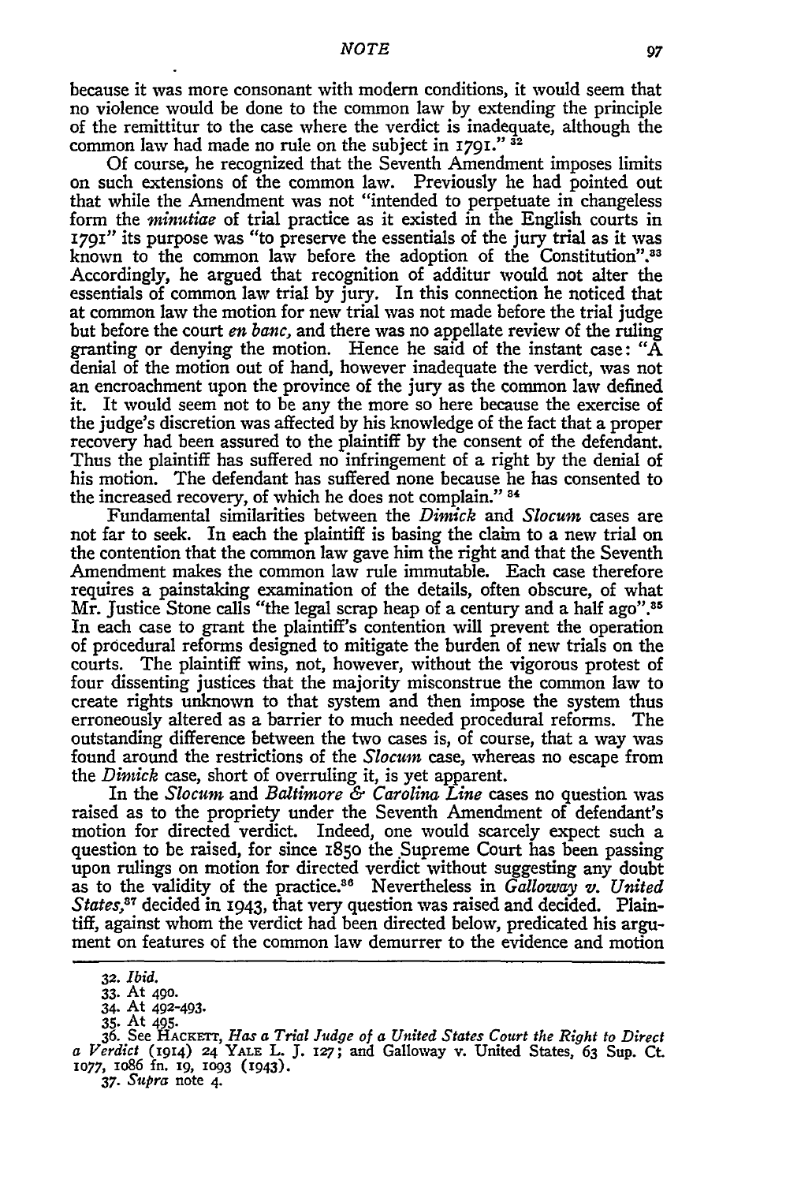because it was more consonant with modern conditions, it would seem that no violence would be done to the common law by extending the principle of the remittitur to the case where the verdict is inadequate, although the common law had made no rule on the subject in 1791." [32]

Of course, he recognized that the Seventh Amendment imposes limits on such extensions of the common law. Previously he had pointed out that while the Amendment was not "intended to perpetuate in changeless form the *minutiae* of trial practice as it existed in the English courts in 1791" its purpose was "to preserve the essentials of the jury trial as it was known to the common law before the adoption of the Constitution".[33] Accordingly, he argued that recognition of additur would not alter the essentials of common law trial by jury. In this connection he noticed that at common law the motion for new trial was not made before the trial judge but before the court *en banc*, and there was no appellate review of the ruling granting or denying the motion. Hence he said of the instant case: "A denial of the motion out of hand, however inadequate the verdict, was not an encroachment upon the province of the jury as the common law defined it. It would seem not to be any the more so here because the exercise of the judge's discretion was affected by his knowledge of the fact that a proper recovery had been assured to the plaintiff by the consent of the defendant. Thus the plaintiff has suffered no infringement of a right by the denial of his motion. The defendant has suffered none because he has consented to the increased recovery, of which he does not complain." [34]

Fundamental similarities between the *Dimick* and *Slocum* cases are not far to seek. In each the plaintiff is basing the claim to a new trial on the contention that the common law gave him the right and that the Seventh Amendment makes the common law rule immutable. Each case therefore requires a painstaking examination of the details, often obscure, of what Mr. Justice Stone calls "the legal scrap heap of a century and a half ago".[35] In each case to grant the plaintiff's contention will prevent the operation of procedural reforms designed to mitigate the burden of new trials on the courts. The plaintiff wins, not, however, without the vigorous protest of four dissenting justices that the majority misconstrue the common law to create rights unknown to that system and then impose the system thus erroneously altered as a barrier to much needed procedural reforms. The outstanding difference between the two cases is, of course, that a way was found around the restrictions of the *Slocum* case, whereas no escape from the *Dimick* case, short of overruling it, is yet apparent.

In the *Slocum* and *Baltimore & Carolina Line* cases no question was raised as to the propriety under the Seventh Amendment of defendant's motion for directed verdict. Indeed, one would scarcely expect such a question to be raised, for since 1850 the Supreme Court has been passing upon rulings on motion for directed verdict without suggesting any doubt as to the validity of the practice.[36] Nevertheless in *Galloway v. United States*,[37] decided in 1943, that very question was raised and decided. Plaintiff, against whom the verdict had been directed below, predicated his argument on features of the common law demurrer to the evidence and motion

32. *Ibid.*
33. At 490.
34. At 492-493.
35. At 495.
36. See HACKETT, *Has a Trial Judge of a United States Court the Right to Direct a Verdict* (1914) 24 YALE L. J. 127; and Galloway v. United States, 63 Sup. Ct. 1077, 1086 fn. 19, 1093 (1943).
37. *Supra* note 4.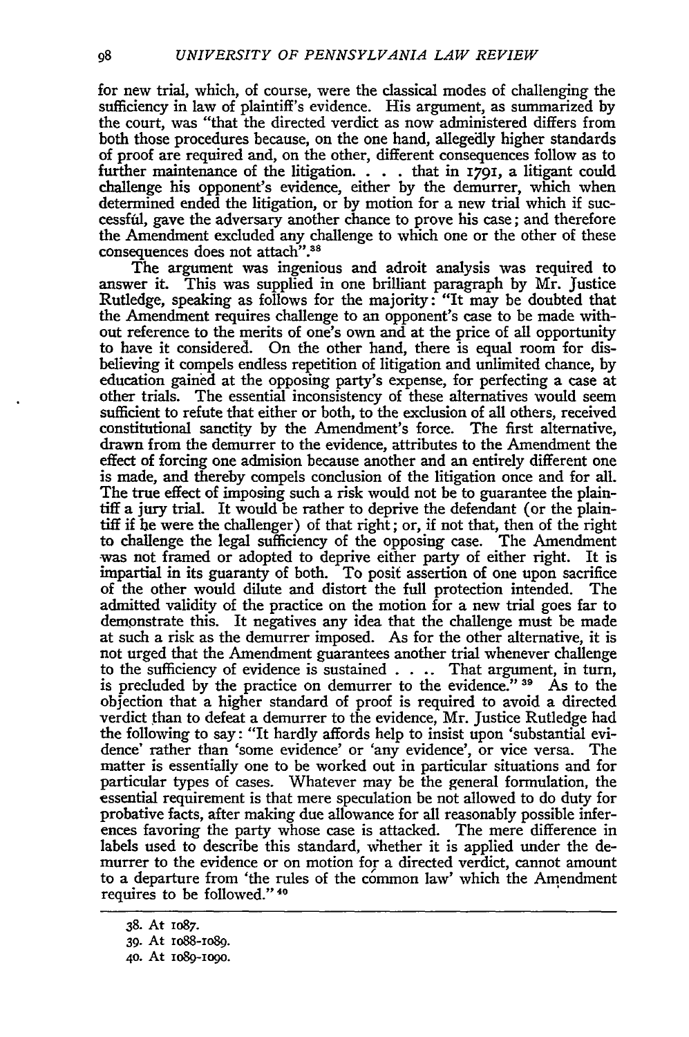for new trial, which, of course, were the classical modes of challenging the sufficiency in law of plaintiff's evidence. His argument, as summarized by the court, was "that the directed verdict as now administered differs from both those procedures because, on the one hand, allegedly higher standards of proof are required and, on the other, different consequences follow as to further maintenance of the litigation. . . . that in 1791, a litigant could challenge his opponent's evidence, either by the demurrer, which when determined ended the litigation, or by motion for a new trial which if successful, gave the adversary another chance to prove his case; and therefore the Amendment excluded any challenge to which one or the other of these consequences does not attach".[38]

The argument was ingenious and adroit analysis was required to answer it. This was supplied in one brilliant paragraph by Mr. Justice Rutledge, speaking as follows for the majority: "It may be doubted that the Amendment requires challenge to an opponent's case to be made without reference to the merits of one's own and at the price of all opportunity to have it considered. On the other hand, there is equal room for disbelieving it compels endless repetition of litigation and unlimited chance, by education gained at the opposing party's expense, for perfecting a case at other trials. The essential inconsistency of these alternatives would seem sufficient to refute that either or both, to the exclusion of all others, received constitutional sanctity by the Amendment's force. The first alternative, drawn from the demurrer to the evidence, attributes to the Amendment the effect of forcing one admision because another and an entirely different one is made, and thereby compels conclusion of the litigation once and for all. The true effect of imposing such a risk would not be to guarantee the plaintiff a jury trial. It would be rather to deprive the defendant (or the plaintiff if he were the challenger) of that right; or, if not that, then of the right to challenge the legal sufficiency of the opposing case. The Amendment was not framed or adopted to deprive either party of either right. It is impartial in its guaranty of both. To posit assertion of one upon sacrifice of the other would dilute and distort the full protection intended. The admitted validity of the practice on the motion for a new trial goes far to demonstrate this. It negatives any idea that the challenge must be made at such a risk as the demurrer imposed. As for the other alternative, it is not urged that the Amendment guarantees another trial whenever challenge to the sufficiency of evidence is sustained . . .. That argument, in turn, is precluded by the practice on demurrer to the evidence."[39] As to the objection that a higher standard of proof is required to avoid a directed verdict than to defeat a demurrer to the evidence, Mr. Justice Rutledge had the following to say: "It hardly affords help to insist upon 'substantial evidence' rather than 'some evidence' or 'any evidence', or vice versa. The matter is essentially one to be worked out in particular situations and for particular types of cases. Whatever may be the general formulation, the essential requirement is that mere speculation be not allowed to do duty for probative facts, after making due allowance for all reasonably possible inferences favoring the party whose case is attacked. The mere difference in labels used to describe this standard, whether it is applied under the demurrer to the evidence or on motion for a directed verdict, cannot amount to a departure from 'the rules of the common law' which the Amendment requires to be followed."[40]

---

38. At 1087.

39. At 1088-1089.

40. At 1089-1090.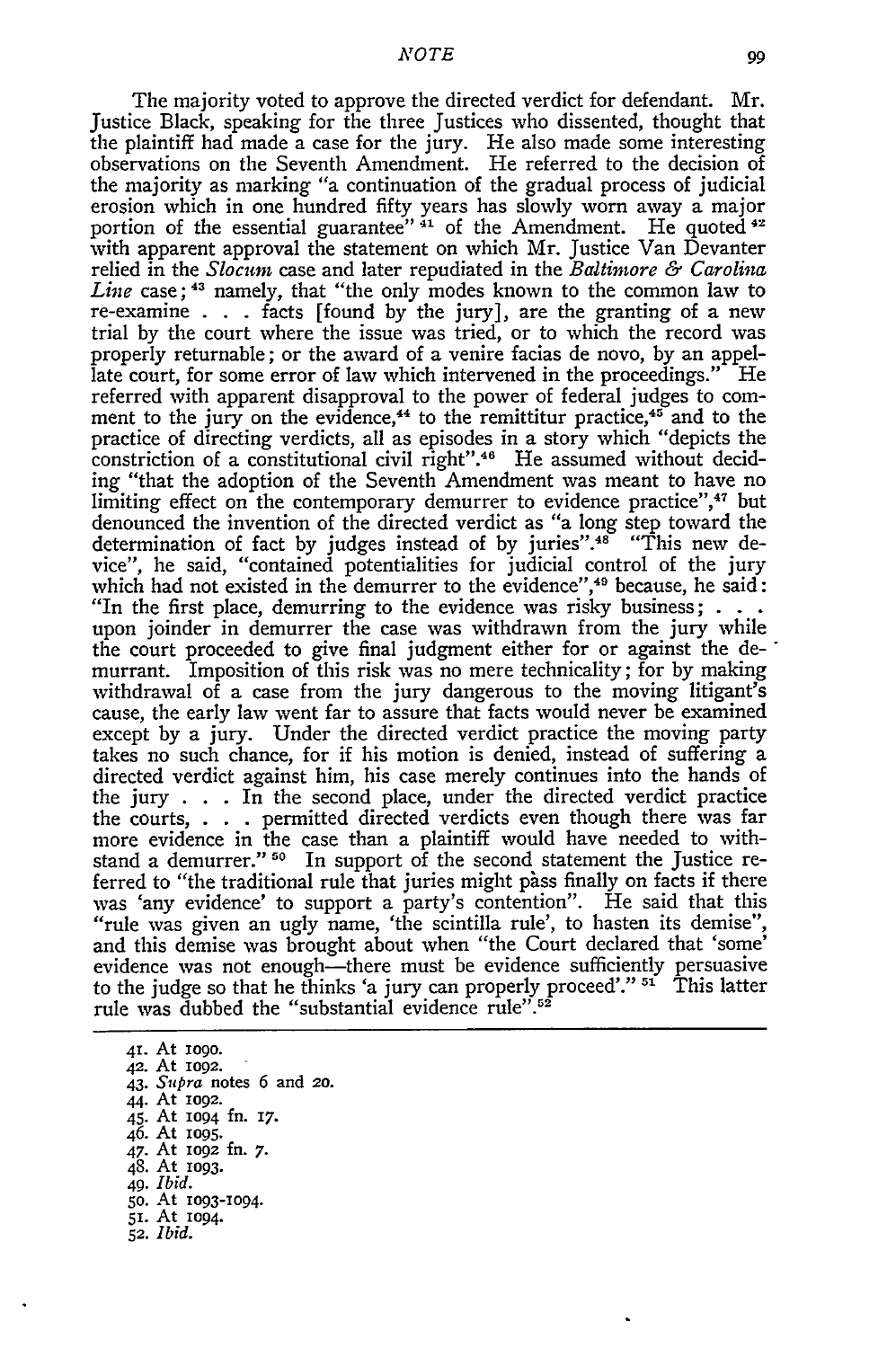The majority voted to approve the directed verdict for defendant. Mr. Justice Black, speaking for the three Justices who dissented, thought that the plaintiff had made a case for the jury. He also made some interesting observations on the Seventh Amendment. He referred to the decision of the majority as marking "a continuation of the gradual process of judicial erosion which in one hundred fifty years has slowly worn away a major portion of the essential guarantee" [41] of the Amendment. He quoted [42] with apparent approval the statement on which Mr. Justice Van Devanter relied in the *Slocum* case and later repudiated in the *Baltimore & Carolina Line* case; [43] namely, that "the only modes known to the common law to re-examine . . . facts [found by the jury], are the granting of a new trial by the court where the issue was tried, or to which the record was properly returnable; or the award of a venire facias de novo, by an appellate court, for some error of law which intervened in the proceedings." He referred with apparent disapproval to the power of federal judges to comment to the jury on the evidence,[44] to the remittitur practice,[45] and to the practice of directing verdicts, all as episodes in a story which "depicts the constriction of a constitutional civil right".[46] He assumed without deciding "that the adoption of the Seventh Amendment was meant to have no limiting effect on the contemporary demurrer to evidence practice",[47] but denounced the invention of the directed verdict as "a long step toward the determination of fact by judges instead of by juries".[48] "This new device", he said, "contained potentialities for judicial control of the jury which had not existed in the demurrer to the evidence",[49] because, he said: "In the first place, demurring to the evidence was risky business; . . . upon joinder in demurrer the case was withdrawn from the jury while the court proceeded to give final judgment either for or against the demurrant. Imposition of this risk was no mere technicality; for by making withdrawal of a case from the jury dangerous to the moving litigant's cause, the early law went far to assure that facts would never be examined except by a jury. Under the directed verdict practice the moving party takes no such chance, for if his motion is denied, instead of suffering a directed verdict against him, his case merely continues into the hands of the jury . . . In the second place, under the directed verdict practice the courts, . . . permitted directed verdicts even though there was far more evidence in the case than a plaintiff would have needed to withstand a demurrer." [50] In support of the second statement the Justice referred to "the traditional rule that juries might pass finally on facts if there was 'any evidence' to support a party's contention". He said that this "rule was given an ugly name, 'the scintilla rule', to hasten its demise", and this demise was brought about when "the Court declared that 'some' evidence was not enough—there must be evidence sufficiently persuasive to the judge so that he thinks 'a jury can properly proceed'." [51] This latter rule was dubbed the "substantial evidence rule".[52]

41. At 1090.
42. At 1092.
43. *Supra* notes 6 and 20.
44. At 1092.
45. At 1094 fn. 17.
46. At 1095.
47. At 1092 fn. 7.
48. At 1093.
49. *Ibid.*
50. At 1093-1094.
51. At 1094.
52. *Ibid.*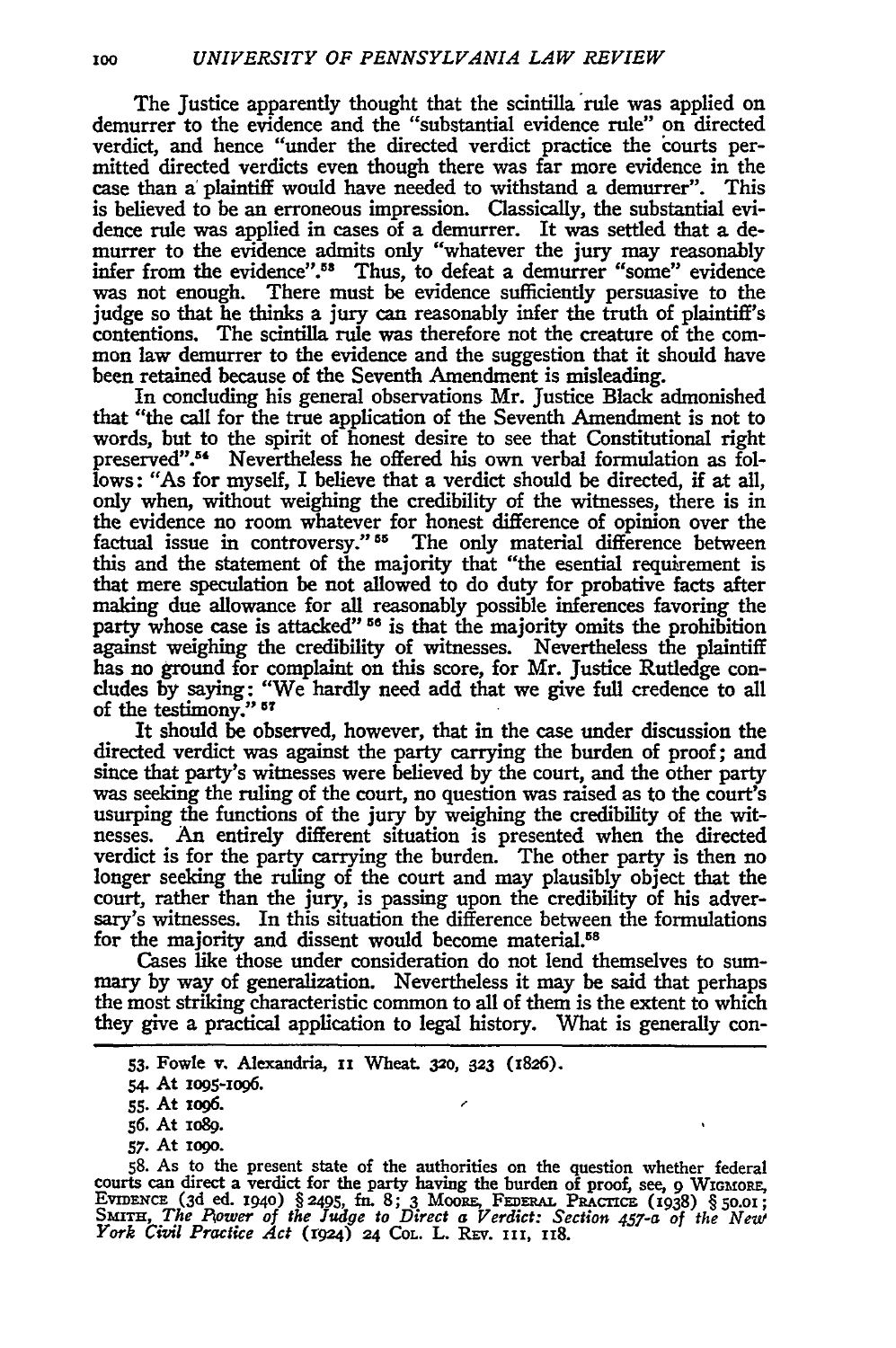The Justice apparently thought that the scintilla rule was applied on demurrer to the evidence and the "substantial evidence rule" on directed verdict, and hence "under the directed verdict practice the courts permitted directed verdicts even though there was far more evidence in the case than a plaintiff would have needed to withstand a demurrer". This is believed to be an erroneous impression. Classically, the substantial evidence rule was applied in cases of a demurrer. It was settled that a demurrer to the evidence admits only "whatever the jury may reasonably infer from the evidence".[53] Thus, to defeat a demurrer "some" evidence was not enough. There must be evidence sufficiently persuasive to the judge so that he thinks a jury can reasonably infer the truth of plaintiff's contentions. The scintilla rule was therefore not the creature of the common law demurrer to the evidence and the suggestion that it should have been retained because of the Seventh Amendment is misleading.

In concluding his general observations Mr. Justice Black admonished that "the call for the true application of the Seventh Amendment is not to words, but to the spirit of honest desire to see that Constitutional right preserved".[54] Nevertheless he offered his own verbal formulation as follows: "As for myself, I believe that a verdict should be directed, if at all, only when, without weighing the credibility of the witnesses, there is in the evidence no room whatever for honest difference of opinion over the factual issue in controversy."[55] The only material difference between this and the statement of the majority that "the esential requirement is that mere speculation be not allowed to do duty for probative facts after making due allowance for all reasonably possible inferences favoring the party whose case is attacked"[56] is that the majority omits the prohibition against weighing the credibility of witnesses. Nevertheless the plaintiff has no ground for complaint on this score, for Mr. Justice Rutledge concludes by saying: "We hardly need add that we give full credence to all of the testimony."[57]

It should be observed, however, that in the case under discussion the directed verdict was against the party carrying the burden of proof; and since that party's witnesses were believed by the court, and the other party was seeking the ruling of the court, no question was raised as to the court's usurping the functions of the jury by weighing the credibility of the witnesses. An entirely different situation is presented when the directed verdict is for the party carrying the burden. The other party is then no longer seeking the ruling of the court and may plausibly object that the court, rather than the jury, is passing upon the credibility of his adversary's witnesses. In this situation the difference between the formulations for the majority and dissent would become material.[58]

Cases like those under consideration do not lend themselves to summary by way of generalization. Nevertheless it may be said that perhaps the most striking characteristic common to all of them is the extent to which they give a practical application to legal history. What is generally con-

---

53. Fowle v. Alexandria, 11 Wheat. 320, 323 (1826).

54. At 1095-1096.

55. At 1096.

56. At 1089.

57. At 1090.

58. As to the present state of the authorities on the question whether federal courts can direct a verdict for the party having the burden of proof, see, 9 WIGMORE, EVIDENCE (3d ed. 1940) § 2495, fn. 8; 3 MOORE, FEDERAL PRACTICE (1938) § 50.01; SMITH, *The Power of the Judge to Direct a Verdict: Section 457-a of the New York Civil Practice Act* (1924) 24 COL. L. REV. 111, 118.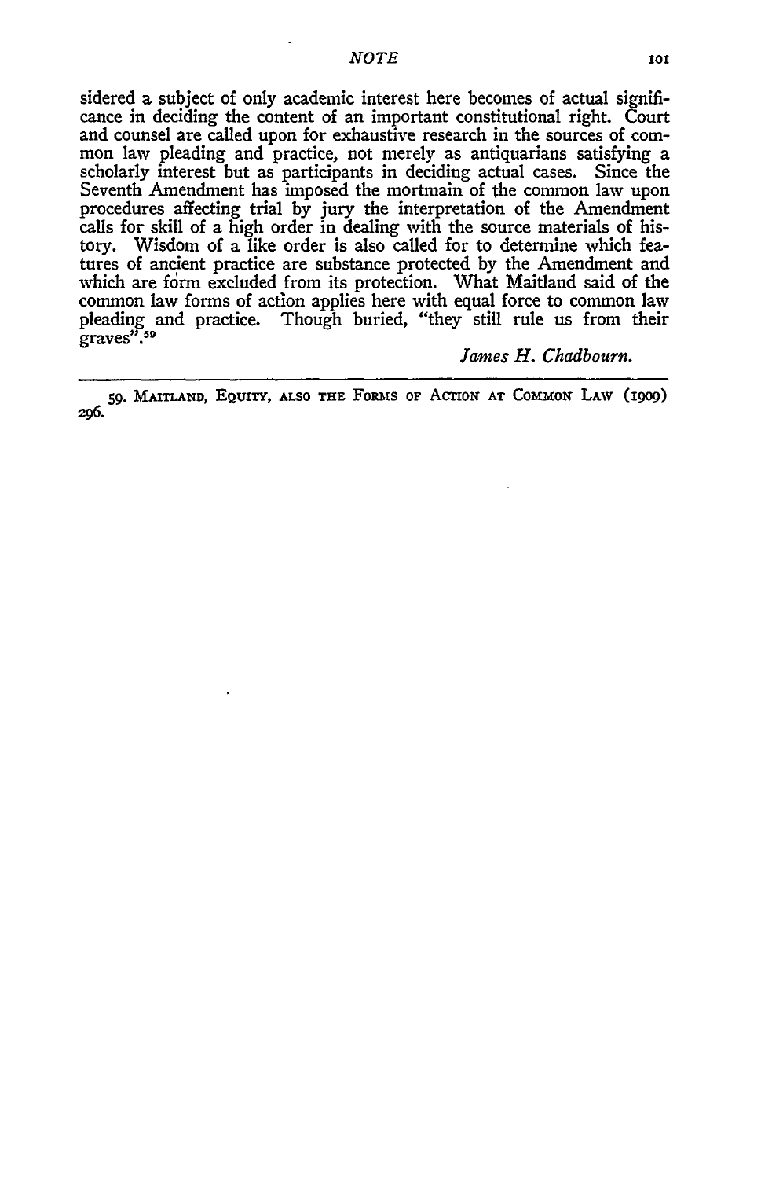sidered a subject of only academic interest here becomes of actual significance in deciding the content of an important constitutional right. Court and counsel are called upon for exhaustive research in the sources of common law pleading and practice, not merely as antiquarians satisfying a scholarly interest but as participants in deciding actual cases. Since the Seventh Amendment has imposed the mortmain of the common law upon procedures affecting trial by jury the interpretation of the Amendment calls for skill of a high order in dealing with the source materials of history. Wisdom of a like order is also called for to determine which features of ancient practice are substance protected by the Amendment and which are form excluded from its protection. What Maitland said of the common law forms of action applies here with equal force to common law pleading and practice. Though buried, "they still rule us from their graves".[59]

*James H. Chadbourn.*

---

59. MAITLAND, EQUITY, ALSO THE FORMS OF ACTION AT COMMON LAW (1909) 296.